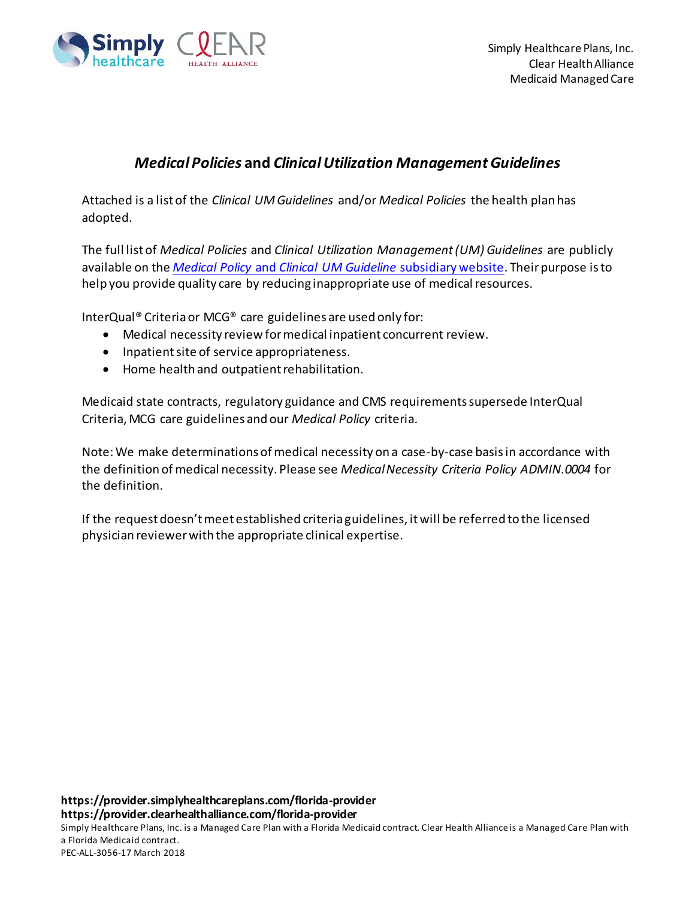Simply Healthcare Plans, Inc.
Clear Health Alliance
Medicaid Managed Care

## *Medical Policies* and *Clinical Utilization Management Guidelines*

Attached is a list of the *Clinical UM Guidelines* and/or *Medical Policies* the health plan has adopted.

The full list of *Medical Policies* and *Clinical Utilization Management (UM) Guidelines* are publicly available on the *Medical Policy* and *Clinical UM Guideline* subsidiary website. Their purpose is to help you provide quality care by reducing inappropriate use of medical resources.

InterQual® Criteria or MCG® care guidelines are used only for:

- Medical necessity review for medical inpatient concurrent review.
- Inpatient site of service appropriateness.
- Home health and outpatient rehabilitation.

Medicaid state contracts, regulatory guidance and CMS requirements supersede InterQual Criteria, MCG care guidelines and our *Medical Policy* criteria.

Note: We make determinations of medical necessity on a case-by-case basis in accordance with the definition of medical necessity. Please see *Medical Necessity Criteria Policy ADMIN.0004* for the definition.

If the request doesn't meet established criteria guidelines, it will be referred to the licensed physician reviewer with the appropriate clinical expertise.

**https://provider.simplyhealthcareplans.com/florida-provider**
**https://provider.clearhealthalliance.com/florida-provider**

Simply Healthcare Plans, Inc. is a Managed Care Plan with a Florida Medicaid contract. Clear Health Alliance is a Managed Care Plan with a Florida Medicaid contract.
PEC-ALL-3056-17 March 2018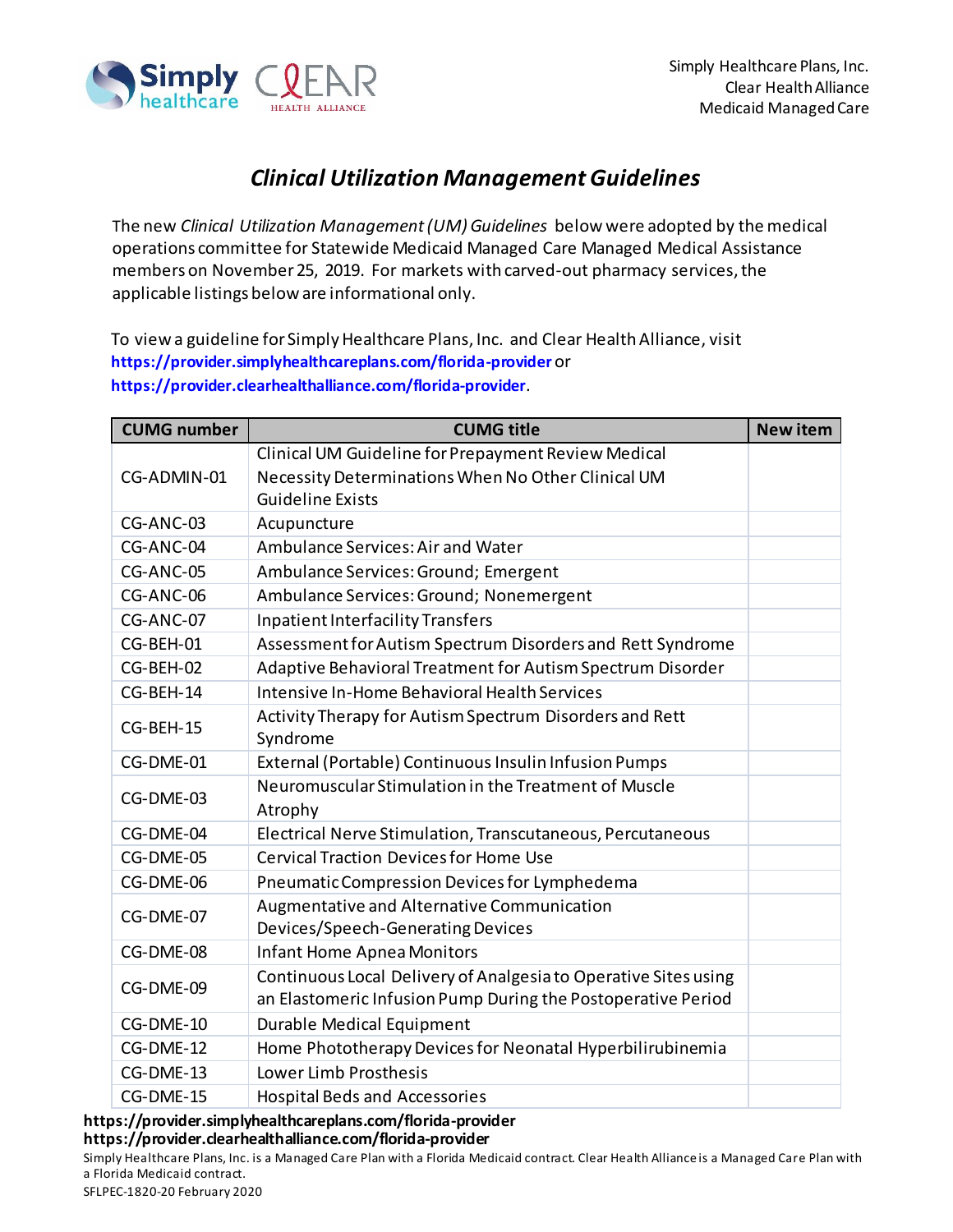Simply Healthcare Plans, Inc.
Clear Health Alliance
Medicaid Managed Care

# *Clinical Utilization Management Guidelines*

The new *Clinical Utilization Management (UM) Guidelines* below were adopted by the medical operations committee for Statewide Medicaid Managed Care Managed Medical Assistance members on November 25, 2019. For markets with carved-out pharmacy services, the applicable listings below are informational only.

To view a guideline for Simply Healthcare Plans, Inc. and Clear Health Alliance, visit **https://provider.simplyhealthcareplans.com/florida-provider** or **https://provider.clearhealthalliance.com/florida-provider**.

| CUMG number | CUMG title | New item |
|---|---|---|
| CG-ADMIN-01 | Clinical UM Guideline for Prepayment Review Medical Necessity Determinations When No Other Clinical UM Guideline Exists | |
| CG-ANC-03 | Acupuncture | |
| CG-ANC-04 | Ambulance Services: Air and Water | |
| CG-ANC-05 | Ambulance Services: Ground; Emergent | |
| CG-ANC-06 | Ambulance Services: Ground; Nonemergent | |
| CG-ANC-07 | Inpatient Interfacility Transfers | |
| CG-BEH-01 | Assessment for Autism Spectrum Disorders and Rett Syndrome | |
| CG-BEH-02 | Adaptive Behavioral Treatment for Autism Spectrum Disorder | |
| CG-BEH-14 | Intensive In-Home Behavioral Health Services | |
| CG-BEH-15 | Activity Therapy for Autism Spectrum Disorders and Rett Syndrome | |
| CG-DME-01 | External (Portable) Continuous Insulin Infusion Pumps | |
| CG-DME-03 | Neuromuscular Stimulation in the Treatment of Muscle Atrophy | |
| CG-DME-04 | Electrical Nerve Stimulation, Transcutaneous, Percutaneous | |
| CG-DME-05 | Cervical Traction Devices for Home Use | |
| CG-DME-06 | Pneumatic Compression Devices for Lymphedema | |
| CG-DME-07 | Augmentative and Alternative Communication Devices/Speech-Generating Devices | |
| CG-DME-08 | Infant Home Apnea Monitors | |
| CG-DME-09 | Continuous Local Delivery of Analgesia to Operative Sites using an Elastomeric Infusion Pump During the Postoperative Period | |
| CG-DME-10 | Durable Medical Equipment | |
| CG-DME-12 | Home Phototherapy Devices for Neonatal Hyperbilirubinemia | |
| CG-DME-13 | Lower Limb Prosthesis | |
| CG-DME-15 | Hospital Beds and Accessories | |

**https://provider.simplyhealthcareplans.com/florida-provider**
**https://provider.clearhealthalliance.com/florida-provider**

Simply Healthcare Plans, Inc. is a Managed Care Plan with a Florida Medicaid contract. Clear Health Alliance is a Managed Care Plan with a Florida Medicaid contract.
SFLPEC-1820-20 February 2020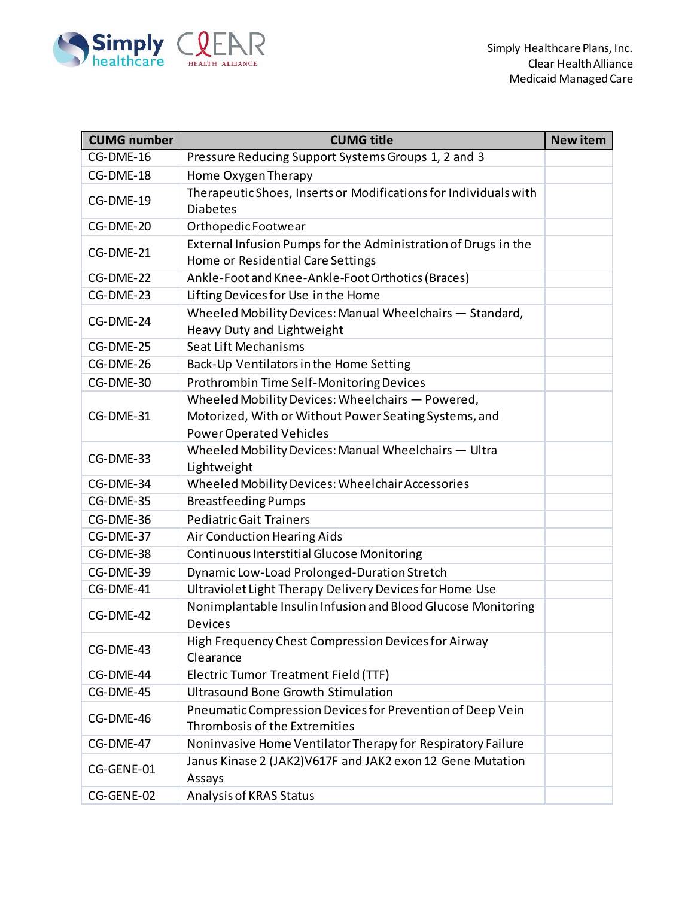| CUMG number | CUMG title | New item |
|---|---|---|
| CG-DME-16 | Pressure Reducing Support Systems Groups 1, 2 and 3 | |
| CG-DME-18 | Home Oxygen Therapy | |
| CG-DME-19 | Therapeutic Shoes, Inserts or Modifications for Individuals with Diabetes | |
| CG-DME-20 | Orthopedic Footwear | |
| CG-DME-21 | External Infusion Pumps for the Administration of Drugs in the Home or Residential Care Settings | |
| CG-DME-22 | Ankle-Foot and Knee-Ankle-Foot Orthotics (Braces) | |
| CG-DME-23 | Lifting Devices for Use in the Home | |
| CG-DME-24 | Wheeled Mobility Devices: Manual Wheelchairs — Standard, Heavy Duty and Lightweight | |
| CG-DME-25 | Seat Lift Mechanisms | |
| CG-DME-26 | Back-Up Ventilators in the Home Setting | |
| CG-DME-30 | Prothrombin Time Self-Monitoring Devices | |
| CG-DME-31 | Wheeled Mobility Devices: Wheelchairs — Powered, Motorized, With or Without Power Seating Systems, and Power Operated Vehicles | |
| CG-DME-33 | Wheeled Mobility Devices: Manual Wheelchairs — Ultra Lightweight | |
| CG-DME-34 | Wheeled Mobility Devices: Wheelchair Accessories | |
| CG-DME-35 | Breastfeeding Pumps | |
| CG-DME-36 | Pediatric Gait Trainers | |
| CG-DME-37 | Air Conduction Hearing Aids | |
| CG-DME-38 | Continuous Interstitial Glucose Monitoring | |
| CG-DME-39 | Dynamic Low-Load Prolonged-Duration Stretch | |
| CG-DME-41 | Ultraviolet Light Therapy Delivery Devices for Home Use | |
| CG-DME-42 | Nonimplantable Insulin Infusion and Blood Glucose Monitoring Devices | |
| CG-DME-43 | High Frequency Chest Compression Devices for Airway Clearance | |
| CG-DME-44 | Electric Tumor Treatment Field (TTF) | |
| CG-DME-45 | Ultrasound Bone Growth Stimulation | |
| CG-DME-46 | Pneumatic Compression Devices for Prevention of Deep Vein Thrombosis of the Extremities | |
| CG-DME-47 | Noninvasive Home Ventilator Therapy for Respiratory Failure | |
| CG-GENE-01 | Janus Kinase 2 (JAK2)V617F and JAK2 exon 12 Gene Mutation Assays | |
| CG-GENE-02 | Analysis of KRAS Status | |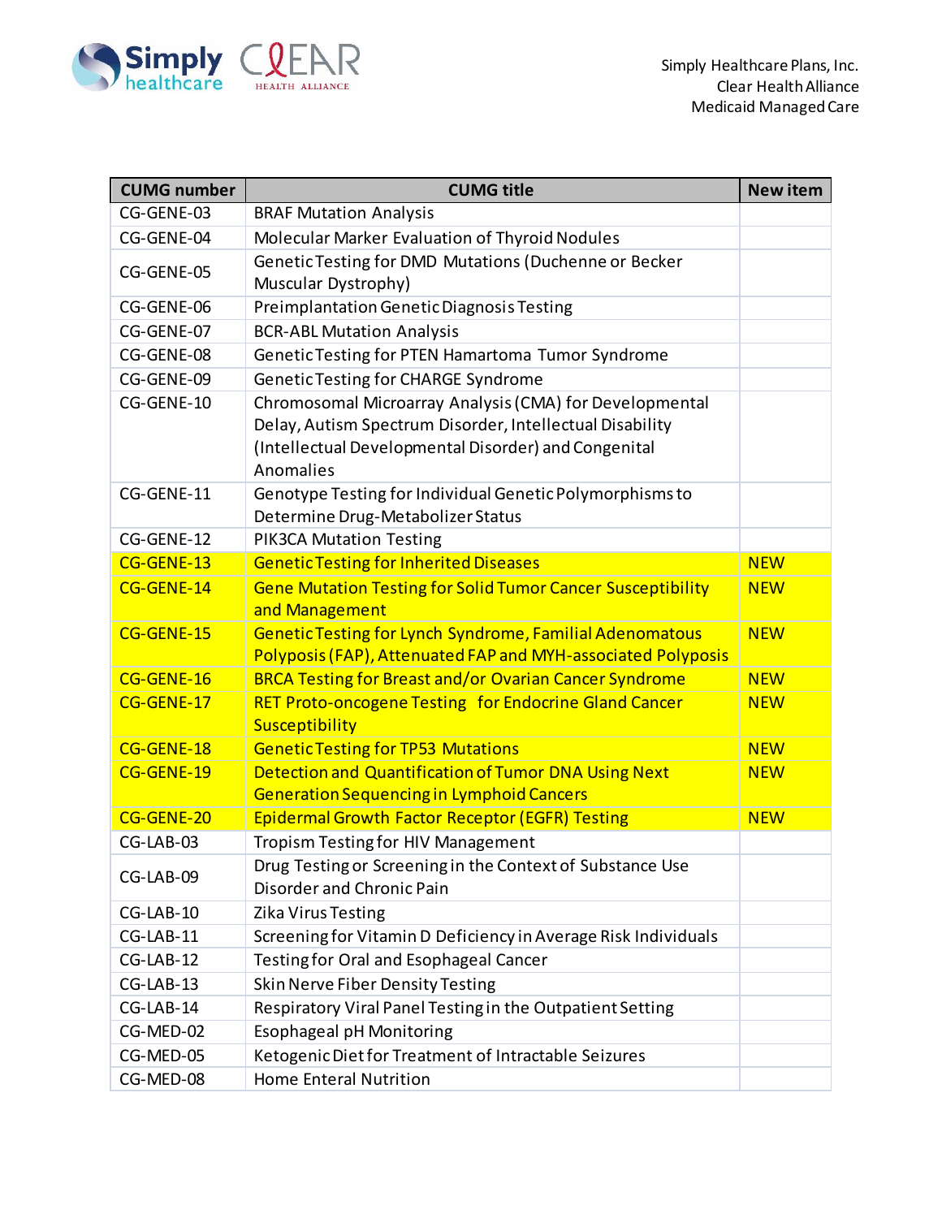| CUMG number | CUMG title | New item |
|---|---|---|
| CG-GENE-03 | BRAF Mutation Analysis | |
| CG-GENE-04 | Molecular Marker Evaluation of Thyroid Nodules | |
| CG-GENE-05 | Genetic Testing for DMD Mutations (Duchenne or Becker Muscular Dystrophy) | |
| CG-GENE-06 | Preimplantation Genetic Diagnosis Testing | |
| CG-GENE-07 | BCR-ABL Mutation Analysis | |
| CG-GENE-08 | Genetic Testing for PTEN Hamartoma Tumor Syndrome | |
| CG-GENE-09 | Genetic Testing for CHARGE Syndrome | |
| CG-GENE-10 | Chromosomal Microarray Analysis (CMA) for Developmental Delay, Autism Spectrum Disorder, Intellectual Disability (Intellectual Developmental Disorder) and Congenital Anomalies | |
| CG-GENE-11 | Genotype Testing for Individual Genetic Polymorphisms to Determine Drug-Metabolizer Status | |
| CG-GENE-12 | PIK3CA Mutation Testing | |
| CG-GENE-13 | Genetic Testing for Inherited Diseases | NEW |
| CG-GENE-14 | Gene Mutation Testing for Solid Tumor Cancer Susceptibility and Management | NEW |
| CG-GENE-15 | Genetic Testing for Lynch Syndrome, Familial Adenomatous Polyposis (FAP), Attenuated FAP and MYH-associated Polyposis | NEW |
| CG-GENE-16 | BRCA Testing for Breast and/or Ovarian Cancer Syndrome | NEW |
| CG-GENE-17 | RET Proto-oncogene Testing for Endocrine Gland Cancer Susceptibility | NEW |
| CG-GENE-18 | Genetic Testing for TP53 Mutations | NEW |
| CG-GENE-19 | Detection and Quantification of Tumor DNA Using Next Generation Sequencing in Lymphoid Cancers | NEW |
| CG-GENE-20 | Epidermal Growth Factor Receptor (EGFR) Testing | NEW |
| CG-LAB-03 | Tropism Testing for HIV Management | |
| CG-LAB-09 | Drug Testing or Screening in the Context of Substance Use Disorder and Chronic Pain | |
| CG-LAB-10 | Zika Virus Testing | |
| CG-LAB-11 | Screening for Vitamin D Deficiency in Average Risk Individuals | |
| CG-LAB-12 | Testing for Oral and Esophageal Cancer | |
| CG-LAB-13 | Skin Nerve Fiber Density Testing | |
| CG-LAB-14 | Respiratory Viral Panel Testing in the Outpatient Setting | |
| CG-MED-02 | Esophageal pH Monitoring | |
| CG-MED-05 | Ketogenic Diet for Treatment of Intractable Seizures | |
| CG-MED-08 | Home Enteral Nutrition | |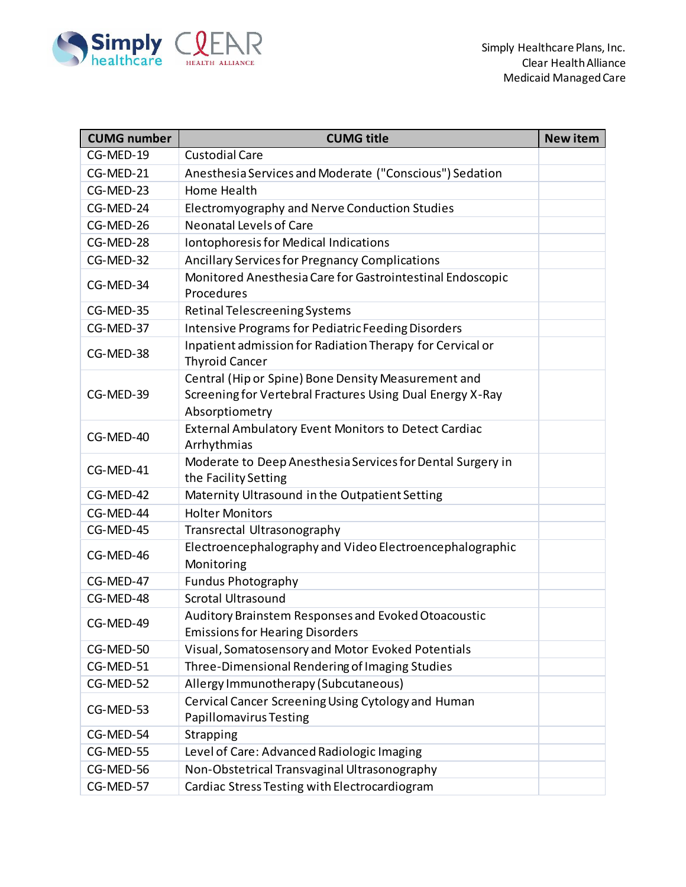| CUMG number | CUMG title | New item |
|---|---|---|
| CG-MED-19 | Custodial Care | |
| CG-MED-21 | Anesthesia Services and Moderate ("Conscious") Sedation | |
| CG-MED-23 | Home Health | |
| CG-MED-24 | Electromyography and Nerve Conduction Studies | |
| CG-MED-26 | Neonatal Levels of Care | |
| CG-MED-28 | Iontophoresis for Medical Indications | |
| CG-MED-32 | Ancillary Services for Pregnancy Complications | |
| CG-MED-34 | Monitored Anesthesia Care for Gastrointestinal Endoscopic Procedures | |
| CG-MED-35 | Retinal Telescreening Systems | |
| CG-MED-37 | Intensive Programs for Pediatric Feeding Disorders | |
| CG-MED-38 | Inpatient admission for Radiation Therapy for Cervical or Thyroid Cancer | |
| CG-MED-39 | Central (Hip or Spine) Bone Density Measurement and Screening for Vertebral Fractures Using Dual Energy X-Ray Absorptiometry | |
| CG-MED-40 | External Ambulatory Event Monitors to Detect Cardiac Arrhythmias | |
| CG-MED-41 | Moderate to Deep Anesthesia Services for Dental Surgery in the Facility Setting | |
| CG-MED-42 | Maternity Ultrasound in the Outpatient Setting | |
| CG-MED-44 | Holter Monitors | |
| CG-MED-45 | Transrectal Ultrasonography | |
| CG-MED-46 | Electroencephalography and Video Electroencephalographic Monitoring | |
| CG-MED-47 | Fundus Photography | |
| CG-MED-48 | Scrotal Ultrasound | |
| CG-MED-49 | Auditory Brainstem Responses and Evoked Otoacoustic Emissions for Hearing Disorders | |
| CG-MED-50 | Visual, Somatosensory and Motor Evoked Potentials | |
| CG-MED-51 | Three-Dimensional Rendering of Imaging Studies | |
| CG-MED-52 | Allergy Immunotherapy (Subcutaneous) | |
| CG-MED-53 | Cervical Cancer Screening Using Cytology and Human Papillomavirus Testing | |
| CG-MED-54 | Strapping | |
| CG-MED-55 | Level of Care: Advanced Radiologic Imaging | |
| CG-MED-56 | Non-Obstetrical Transvaginal Ultrasonography | |
| CG-MED-57 | Cardiac Stress Testing with Electrocardiogram | |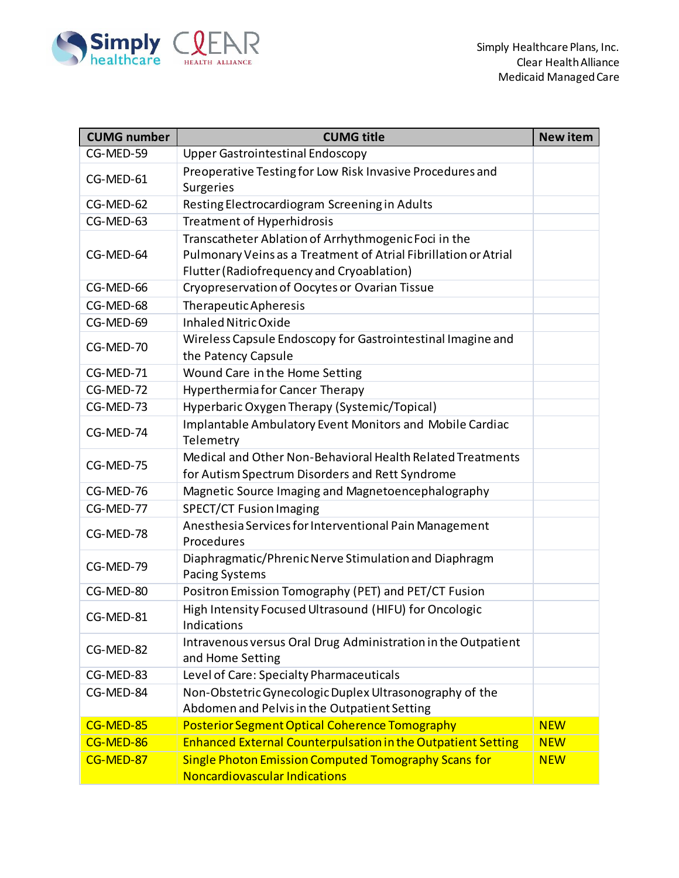| CUMG number | CUMG title | New item |
|---|---|---|
| CG-MED-59 | Upper Gastrointestinal Endoscopy | |
| CG-MED-61 | Preoperative Testing for Low Risk Invasive Procedures and Surgeries | |
| CG-MED-62 | Resting Electrocardiogram Screening in Adults | |
| CG-MED-63 | Treatment of Hyperhidrosis | |
| CG-MED-64 | Transcatheter Ablation of Arrhythmogenic Foci in the Pulmonary Veins as a Treatment of Atrial Fibrillation or Atrial Flutter (Radiofrequency and Cryoablation) | |
| CG-MED-66 | Cryopreservation of Oocytes or Ovarian Tissue | |
| CG-MED-68 | Therapeutic Apheresis | |
| CG-MED-69 | Inhaled Nitric Oxide | |
| CG-MED-70 | Wireless Capsule Endoscopy for Gastrointestinal Imagine and the Patency Capsule | |
| CG-MED-71 | Wound Care in the Home Setting | |
| CG-MED-72 | Hyperthermia for Cancer Therapy | |
| CG-MED-73 | Hyperbaric Oxygen Therapy (Systemic/Topical) | |
| CG-MED-74 | Implantable Ambulatory Event Monitors and Mobile Cardiac Telemetry | |
| CG-MED-75 | Medical and Other Non-Behavioral Health Related Treatments for Autism Spectrum Disorders and Rett Syndrome | |
| CG-MED-76 | Magnetic Source Imaging and Magnetoencephalography | |
| CG-MED-77 | SPECT/CT Fusion Imaging | |
| CG-MED-78 | Anesthesia Services for Interventional Pain Management Procedures | |
| CG-MED-79 | Diaphragmatic/Phrenic Nerve Stimulation and Diaphragm Pacing Systems | |
| CG-MED-80 | Positron Emission Tomography (PET) and PET/CT Fusion | |
| CG-MED-81 | High Intensity Focused Ultrasound (HIFU) for Oncologic Indications | |
| CG-MED-82 | Intravenous versus Oral Drug Administration in the Outpatient and Home Setting | |
| CG-MED-83 | Level of Care: Specialty Pharmaceuticals | |
| CG-MED-84 | Non-Obstetric Gynecologic Duplex Ultrasonography of the Abdomen and Pelvis in the Outpatient Setting | |
| CG-MED-85 | Posterior Segment Optical Coherence Tomography | NEW |
| CG-MED-86 | Enhanced External Counterpulsation in the Outpatient Setting | NEW |
| CG-MED-87 | Single Photon Emission Computed Tomography Scans for Noncardiovascular Indications | NEW |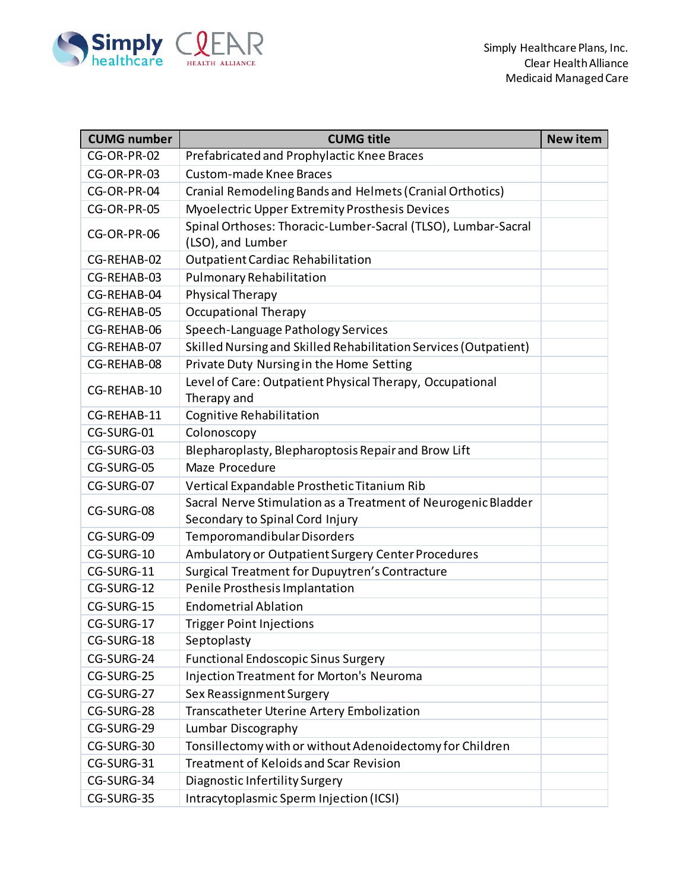| CUMG number | CUMG title | New item |
|---|---|---|
| CG-OR-PR-02 | Prefabricated and Prophylactic Knee Braces | |
| CG-OR-PR-03 | Custom-made Knee Braces | |
| CG-OR-PR-04 | Cranial Remodeling Bands and Helmets (Cranial Orthotics) | |
| CG-OR-PR-05 | Myoelectric Upper Extremity Prosthesis Devices | |
| CG-OR-PR-06 | Spinal Orthoses: Thoracic-Lumber-Sacral (TLSO), Lumbar-Sacral (LSO), and Lumber | |
| CG-REHAB-02 | Outpatient Cardiac Rehabilitation | |
| CG-REHAB-03 | Pulmonary Rehabilitation | |
| CG-REHAB-04 | Physical Therapy | |
| CG-REHAB-05 | Occupational Therapy | |
| CG-REHAB-06 | Speech-Language Pathology Services | |
| CG-REHAB-07 | Skilled Nursing and Skilled Rehabilitation Services (Outpatient) | |
| CG-REHAB-08 | Private Duty Nursing in the Home Setting | |
| CG-REHAB-10 | Level of Care: Outpatient Physical Therapy, Occupational Therapy and | |
| CG-REHAB-11 | Cognitive Rehabilitation | |
| CG-SURG-01 | Colonoscopy | |
| CG-SURG-03 | Blepharoplasty, Blepharoptosis Repair and Brow Lift | |
| CG-SURG-05 | Maze Procedure | |
| CG-SURG-07 | Vertical Expandable Prosthetic Titanium Rib | |
| CG-SURG-08 | Sacral Nerve Stimulation as a Treatment of Neurogenic Bladder Secondary to Spinal Cord Injury | |
| CG-SURG-09 | Temporomandibular Disorders | |
| CG-SURG-10 | Ambulatory or Outpatient Surgery Center Procedures | |
| CG-SURG-11 | Surgical Treatment for Dupuytren's Contracture | |
| CG-SURG-12 | Penile Prosthesis Implantation | |
| CG-SURG-15 | Endometrial Ablation | |
| CG-SURG-17 | Trigger Point Injections | |
| CG-SURG-18 | Septoplasty | |
| CG-SURG-24 | Functional Endoscopic Sinus Surgery | |
| CG-SURG-25 | Injection Treatment for Morton's Neuroma | |
| CG-SURG-27 | Sex Reassignment Surgery | |
| CG-SURG-28 | Transcatheter Uterine Artery Embolization | |
| CG-SURG-29 | Lumbar Discography | |
| CG-SURG-30 | Tonsillectomy with or without Adenoidectomy for Children | |
| CG-SURG-31 | Treatment of Keloids and Scar Revision | |
| CG-SURG-34 | Diagnostic Infertility Surgery | |
| CG-SURG-35 | Intracytoplasmic Sperm Injection (ICSI) | |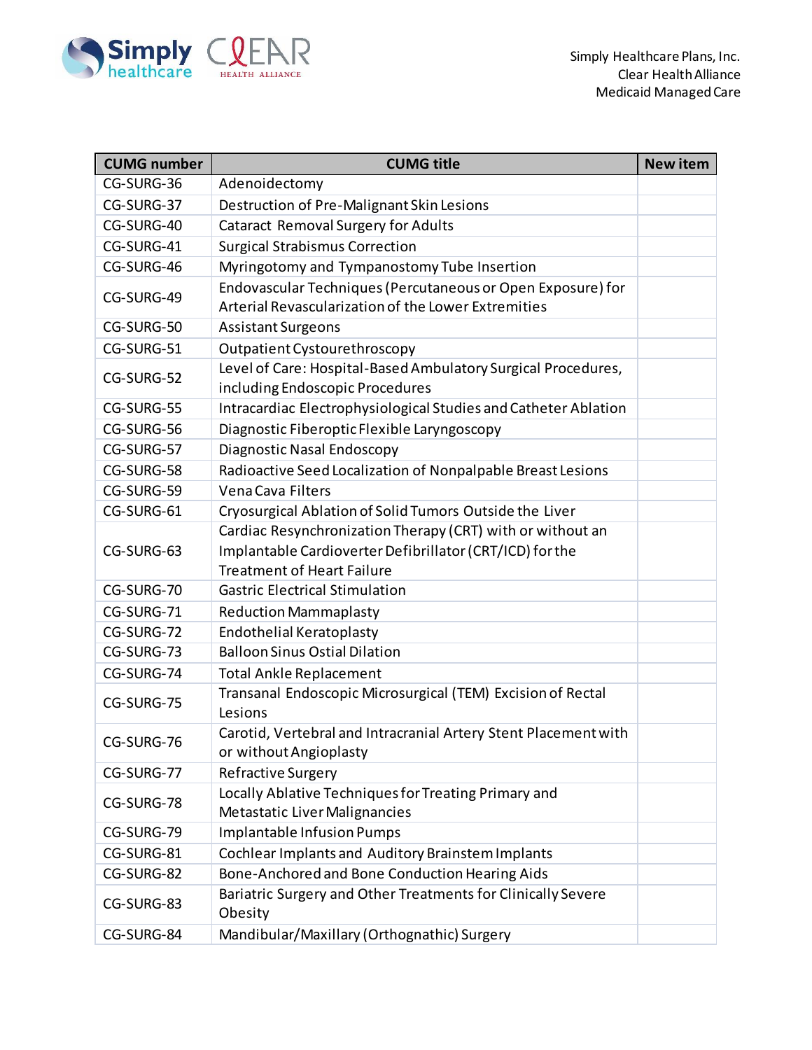| CUMG number | CUMG title | New item |
| --- | --- | --- |
| CG-SURG-36 | Adenoidectomy | |
| CG-SURG-37 | Destruction of Pre-Malignant Skin Lesions | |
| CG-SURG-40 | Cataract Removal Surgery for Adults | |
| CG-SURG-41 | Surgical Strabismus Correction | |
| CG-SURG-46 | Myringotomy and Tympanostomy Tube Insertion | |
| CG-SURG-49 | Endovascular Techniques (Percutaneous or Open Exposure) for Arterial Revascularization of the Lower Extremities | |
| CG-SURG-50 | Assistant Surgeons | |
| CG-SURG-51 | Outpatient Cystourethroscopy | |
| CG-SURG-52 | Level of Care: Hospital-Based Ambulatory Surgical Procedures, including Endoscopic Procedures | |
| CG-SURG-55 | Intracardiac Electrophysiological Studies and Catheter Ablation | |
| CG-SURG-56 | Diagnostic Fiberoptic Flexible Laryngoscopy | |
| CG-SURG-57 | Diagnostic Nasal Endoscopy | |
| CG-SURG-58 | Radioactive Seed Localization of Nonpalpable Breast Lesions | |
| CG-SURG-59 | Vena Cava Filters | |
| CG-SURG-61 | Cryosurgical Ablation of Solid Tumors Outside the Liver | |
| CG-SURG-63 | Cardiac Resynchronization Therapy (CRT) with or without an Implantable Cardioverter Defibrillator (CRT/ICD) for the Treatment of Heart Failure | |
| CG-SURG-70 | Gastric Electrical Stimulation | |
| CG-SURG-71 | Reduction Mammaplasty | |
| CG-SURG-72 | Endothelial Keratoplasty | |
| CG-SURG-73 | Balloon Sinus Ostial Dilation | |
| CG-SURG-74 | Total Ankle Replacement | |
| CG-SURG-75 | Transanal Endoscopic Microsurgical (TEM) Excision of Rectal Lesions | |
| CG-SURG-76 | Carotid, Vertebral and Intracranial Artery Stent Placement with or without Angioplasty | |
| CG-SURG-77 | Refractive Surgery | |
| CG-SURG-78 | Locally Ablative Techniques for Treating Primary and Metastatic Liver Malignancies | |
| CG-SURG-79 | Implantable Infusion Pumps | |
| CG-SURG-81 | Cochlear Implants and Auditory Brainstem Implants | |
| CG-SURG-82 | Bone-Anchored and Bone Conduction Hearing Aids | |
| CG-SURG-83 | Bariatric Surgery and Other Treatments for Clinically Severe Obesity | |
| CG-SURG-84 | Mandibular/Maxillary (Orthognathic) Surgery | |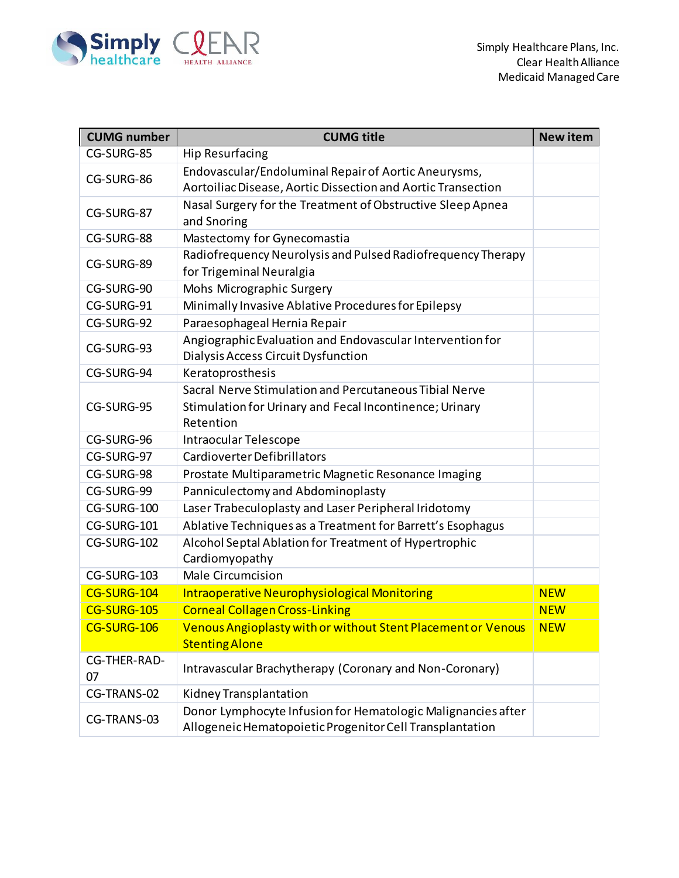| CUMG number | CUMG title | New item |
|---|---|---|
| CG-SURG-85 | Hip Resurfacing | |
| CG-SURG-86 | Endovascular/Endoluminal Repair of Aortic Aneurysms, Aortoiliac Disease, Aortic Dissection and Aortic Transection | |
| CG-SURG-87 | Nasal Surgery for the Treatment of Obstructive Sleep Apnea and Snoring | |
| CG-SURG-88 | Mastectomy for Gynecomastia | |
| CG-SURG-89 | Radiofrequency Neurolysis and Pulsed Radiofrequency Therapy for Trigeminal Neuralgia | |
| CG-SURG-90 | Mohs Micrographic Surgery | |
| CG-SURG-91 | Minimally Invasive Ablative Procedures for Epilepsy | |
| CG-SURG-92 | Paraesophageal Hernia Repair | |
| CG-SURG-93 | Angiographic Evaluation and Endovascular Intervention for Dialysis Access Circuit Dysfunction | |
| CG-SURG-94 | Keratoprosthesis | |
| CG-SURG-95 | Sacral Nerve Stimulation and Percutaneous Tibial Nerve Stimulation for Urinary and Fecal Incontinence; Urinary Retention | |
| CG-SURG-96 | Intraocular Telescope | |
| CG-SURG-97 | Cardioverter Defibrillators | |
| CG-SURG-98 | Prostate Multiparametric Magnetic Resonance Imaging | |
| CG-SURG-99 | Panniculectomy and Abdominoplasty | |
| CG-SURG-100 | Laser Trabeculoplasty and Laser Peripheral Iridotomy | |
| CG-SURG-101 | Ablative Techniques as a Treatment for Barrett's Esophagus | |
| CG-SURG-102 | Alcohol Septal Ablation for Treatment of Hypertrophic Cardiomyopathy | |
| CG-SURG-103 | Male Circumcision | |
| CG-SURG-104 | Intraoperative Neurophysiological Monitoring | NEW |
| CG-SURG-105 | Corneal Collagen Cross-Linking | NEW |
| CG-SURG-106 | Venous Angioplasty with or without Stent Placement or Venous Stenting Alone | NEW |
| CG-THER-RAD-07 | Intravascular Brachytherapy (Coronary and Non-Coronary) | |
| CG-TRANS-02 | Kidney Transplantation | |
| CG-TRANS-03 | Donor Lymphocyte Infusion for Hematologic Malignancies after Allogeneic Hematopoietic Progenitor Cell Transplantation | |